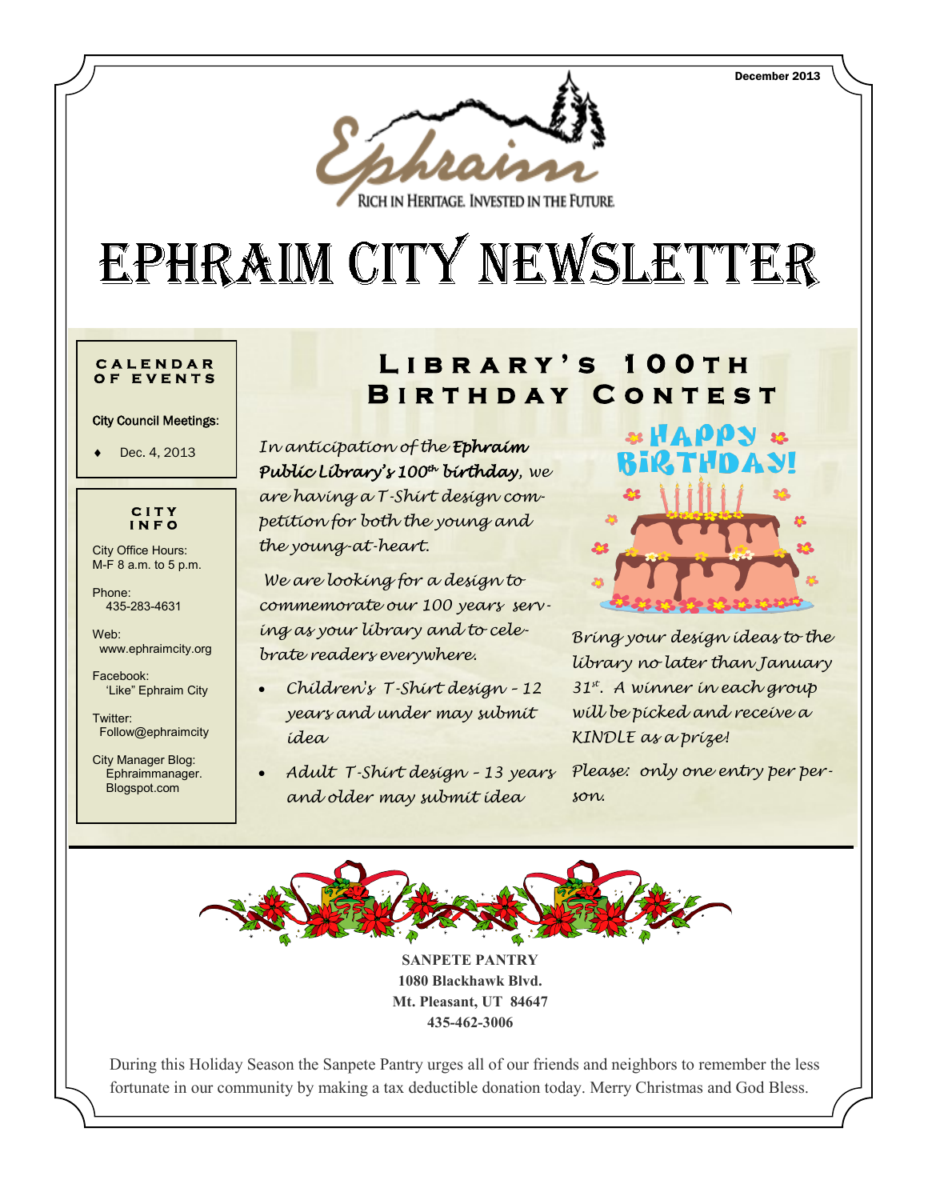December 2013

RICH IN HERITAGE. INVESTED IN THE FUTURE.

# EPHRAIM CITY NEWSLETTER

## CALENDAR OF EVENTS

**City Council Meetings:**

- Dec. 4, 2013

## CITY INFO

City Office Hours:
M-F 8 a.m. to 5 p.m.

Phone:
435-283-4631

Web:
www.ephraimcity.org

Facebook:
'Like" Ephraim City

Twitter:
Follow@ephraimcity

City Manager Blog:
Ephraimmanager.
Blogspot.com

## Library's 100th Birthday Contest

*In anticipation of the **Ephraim Public Library's 100th birthday**, we are having a T-Shirt design competition for both the young and the young-at-heart.*

*We are looking for a design to commemorate our 100 years serving as your library and to celebrate readers everywhere.*

- *Children's T-Shirt design - 12 years and under may submit idea*
- *Adult T-Shirt design - 13 years and older may submit idea*

HAPPY BIRTHDAY!

*Bring your design ideas to the library no later than January 31st. A winner in each group will be picked and receive a KINDLE as a prize!*

*Please: only one entry per person.*

**SANPETE PANTRY**
**1080 Blackhawk Blvd.**
**Mt. Pleasant, UT 84647**
**435-462-3006**

During this Holiday Season the Sanpete Pantry urges all of our friends and neighbors to remember the less fortunate in our community by making a tax deductible donation today. Merry Christmas and God Bless.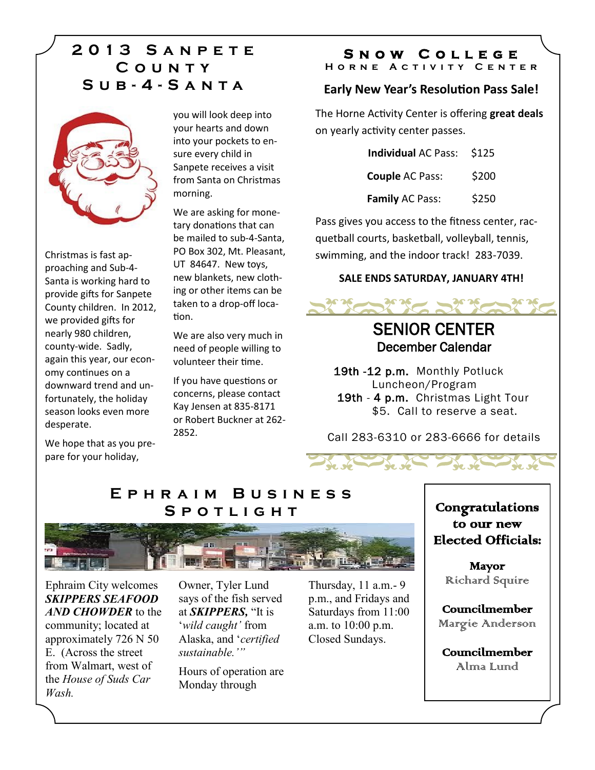## 2013 Sanpete County Sub-4-Santa

Christmas is fast approaching and Sub-4-Santa is working hard to provide gifts for Sanpete County children. In 2012, we provided gifts for nearly 980 children, county-wide. Sadly, again this year, our economy continues on a downward trend and unfortunately, the holiday season looks even more desperate.

We hope that as you prepare for your holiday, you will look deep into your hearts and down into your pockets to ensure every child in Sanpete receives a visit from Santa on Christmas morning.

We are asking for monetary donations that can be mailed to sub-4-Santa, PO Box 302, Mt. Pleasant, UT 84647. New toys, new blankets, new clothing or other items can be taken to a drop-off location.

We are also very much in need of people willing to volunteer their time.

If you have questions or concerns, please contact Kay Jensen at 835-8171 or Robert Buckner at 262-2852.

## Snow College
### Horne Activity Center

**Early New Year's Resolution Pass Sale!**

The Horne Activity Center is offering **great deals** on yearly activity center passes.

| | |
|---|---|
| **Individual** AC Pass: | $125 |
| **Couple** AC Pass: | $200 |
| **Family** AC Pass: | $250 |

Pass gives you access to the fitness center, racquetball courts, basketball, volleyball, tennis, swimming, and the indoor track! 283-7039.

**SALE ENDS SATURDAY, JANUARY 4TH!**

## SENIOR CENTER
### December Calendar

**19th -12 p.m.** Monthly Potluck Luncheon/Program
**19th - 4 p.m.** Christmas Light Tour $5. Call to reserve a seat.

Call 283-6310 or 283-6666 for details

## Ephraim Business Spotlight

Ephraim City welcomes ***SKIPPERS SEAFOOD AND CHOWDER*** to the community; located at approximately 726 N 50 E. (Across the street from Walmart, west of the *House of Suds Car Wash.*

Owner, Tyler Lund says of the fish served at ***SKIPPERS,*** "It is '*wild caught'* from Alaska, and '*certified sustainable.'"*

Hours of operation are Monday through Thursday, 11 a.m.- 9 p.m., and Fridays and Saturdays from 11:00 a.m. to 10:00 p.m. Closed Sundays.

**Congratulations to our new Elected Officials:**

**Mayor**
Richard Squire

**Councilmember**
Margie Anderson

**Councilmember**
Alma Lund